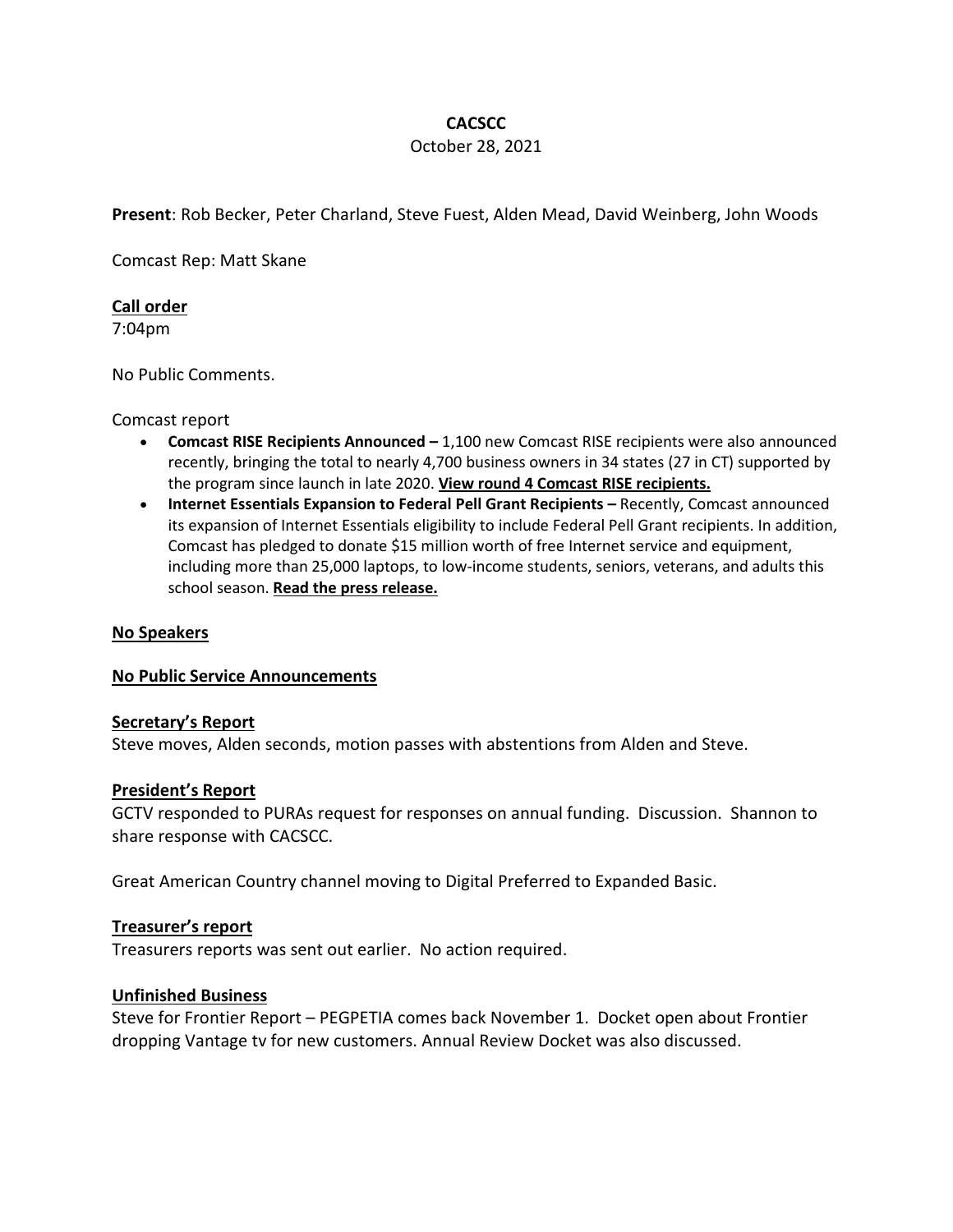# CACSCC

October 28, 2021

**Present**: Rob Becker, Peter Charland, Steve Fuest, Alden Mead, David Weinberg, John Woods

Comcast Rep: Matt Skane

**Call order**

7:04pm

No Public Comments.

Comcast report

- **Comcast RISE Recipients Announced –** 1,100 new Comcast RISE recipients were also announced recently, bringing the total to nearly 4,700 business owners in 34 states (27 in CT) supported by the program since launch in late 2020. **View round 4 Comcast RISE recipients.**
- **Internet Essentials Expansion to Federal Pell Grant Recipients –** Recently, Comcast announced its expansion of Internet Essentials eligibility to include Federal Pell Grant recipients. In addition, Comcast has pledged to donate $15 million worth of free Internet service and equipment, including more than 25,000 laptops, to low-income students, seniors, veterans, and adults this school season. **Read the press release.**

**No Speakers**

**No Public Service Announcements**

**Secretary's Report**

Steve moves, Alden seconds, motion passes with abstentions from Alden and Steve.

**President's Report**

GCTV responded to PURAs request for responses on annual funding. Discussion. Shannon to share response with CACSCC.

Great American Country channel moving to Digital Preferred to Expanded Basic.

**Treasurer's report**

Treasurers reports was sent out earlier. No action required.

**Unfinished Business**

Steve for Frontier Report – PEGPETIA comes back November 1. Docket open about Frontier dropping Vantage tv for new customers. Annual Review Docket was also discussed.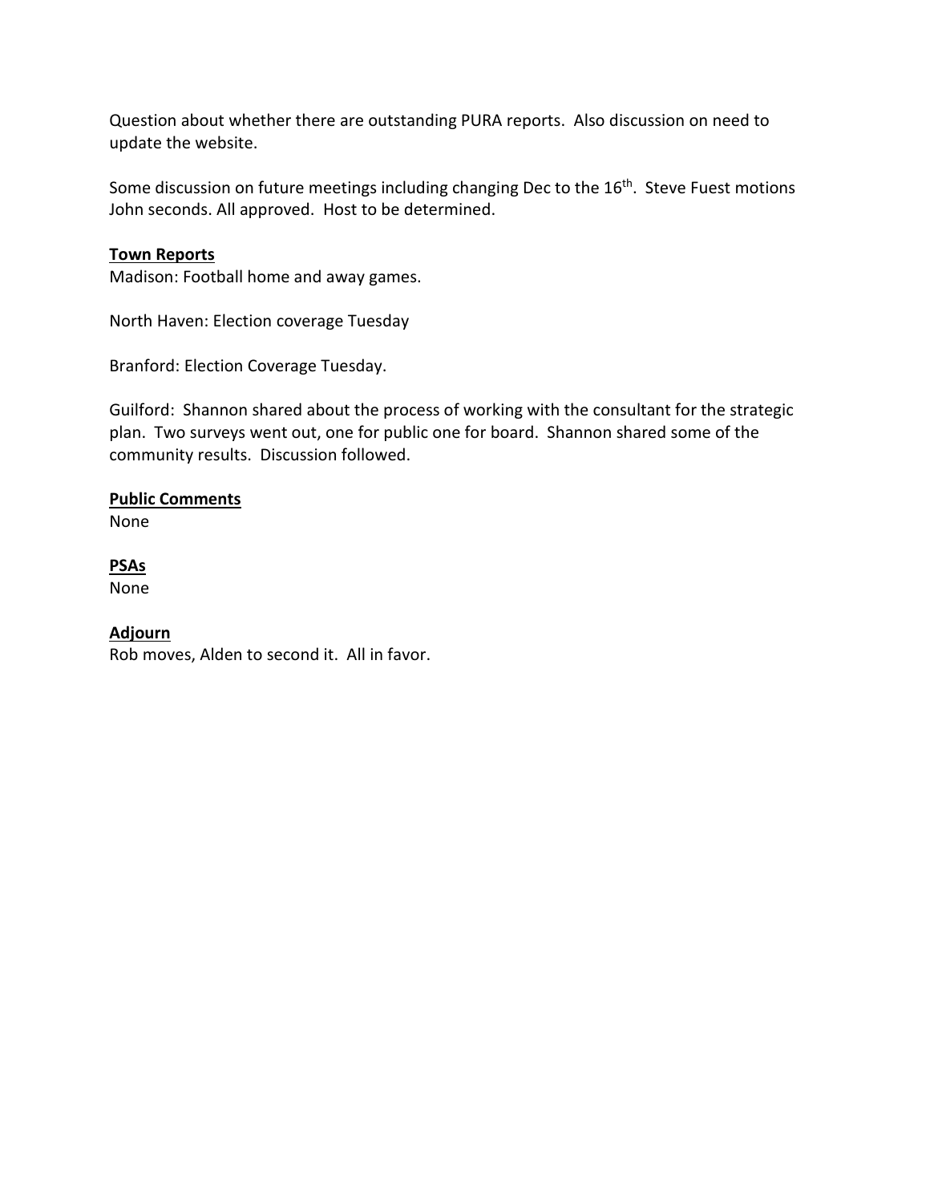Question about whether there are outstanding PURA reports. Also discussion on need to update the website.

Some discussion on future meetings including changing Dec to the 16th. Steve Fuest motions John seconds. All approved. Host to be determined.

**Town Reports**

Madison: Football home and away games.

North Haven: Election coverage Tuesday

Branford: Election Coverage Tuesday.

Guilford: Shannon shared about the process of working with the consultant for the strategic plan. Two surveys went out, one for public one for board. Shannon shared some of the community results. Discussion followed.

**Public Comments**

None

**PSAs**

None

**Adjourn**

Rob moves, Alden to second it. All in favor.